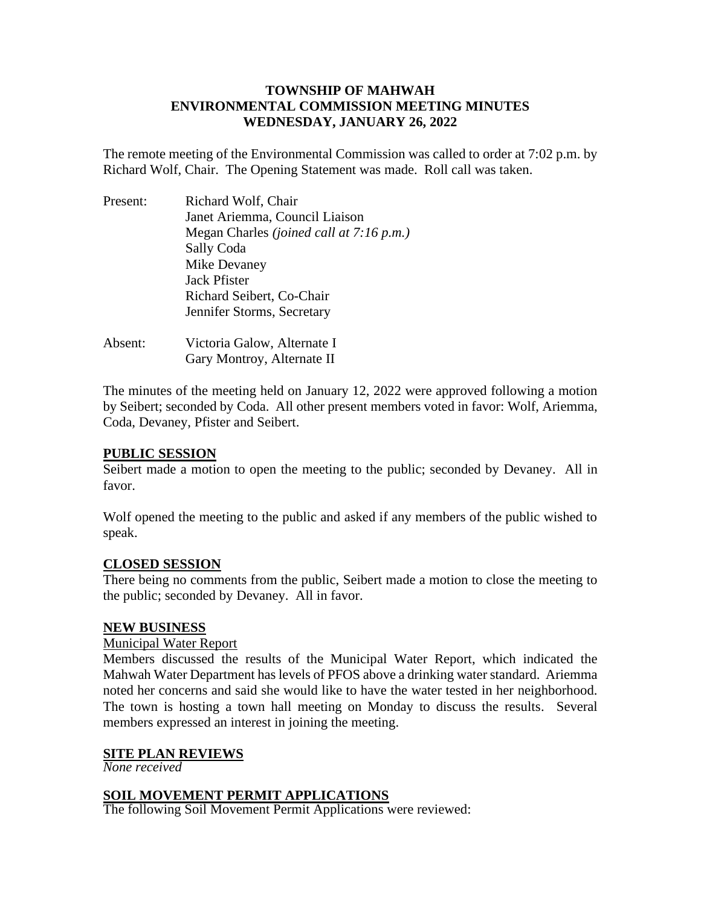**TOWNSHIP OF MAHWAH**
**ENVIRONMENTAL COMMISSION MEETING MINUTES**
**WEDNESDAY, JANUARY 26, 2022**

The remote meeting of the Environmental Commission was called to order at 7:02 p.m. by Richard Wolf, Chair. The Opening Statement was made. Roll call was taken.

Present:
- Richard Wolf, Chair
- Janet Ariemma, Council Liaison
- Megan Charles *(joined call at 7:16 p.m.)*
- Sally Coda
- Mike Devaney
- Jack Pfister
- Richard Seibert, Co-Chair
- Jennifer Storms, Secretary

Absent:
- Victoria Galow, Alternate I
- Gary Montroy, Alternate II

The minutes of the meeting held on January 12, 2022 were approved following a motion by Seibert; seconded by Coda. All other present members voted in favor: Wolf, Ariemma, Coda, Devaney, Pfister and Seibert.

## PUBLIC SESSION

Seibert made a motion to open the meeting to the public; seconded by Devaney. All in favor.

Wolf opened the meeting to the public and asked if any members of the public wished to speak.

## CLOSED SESSION

There being no comments from the public, Seibert made a motion to close the meeting to the public; seconded by Devaney. All in favor.

## NEW BUSINESS

Municipal Water Report

Members discussed the results of the Municipal Water Report, which indicated the Mahwah Water Department has levels of PFOS above a drinking water standard. Ariemma noted her concerns and said she would like to have the water tested in her neighborhood. The town is hosting a town hall meeting on Monday to discuss the results. Several members expressed an interest in joining the meeting.

## SITE PLAN REVIEWS

*None received*

## SOIL MOVEMENT PERMIT APPLICATIONS

The following Soil Movement Permit Applications were reviewed: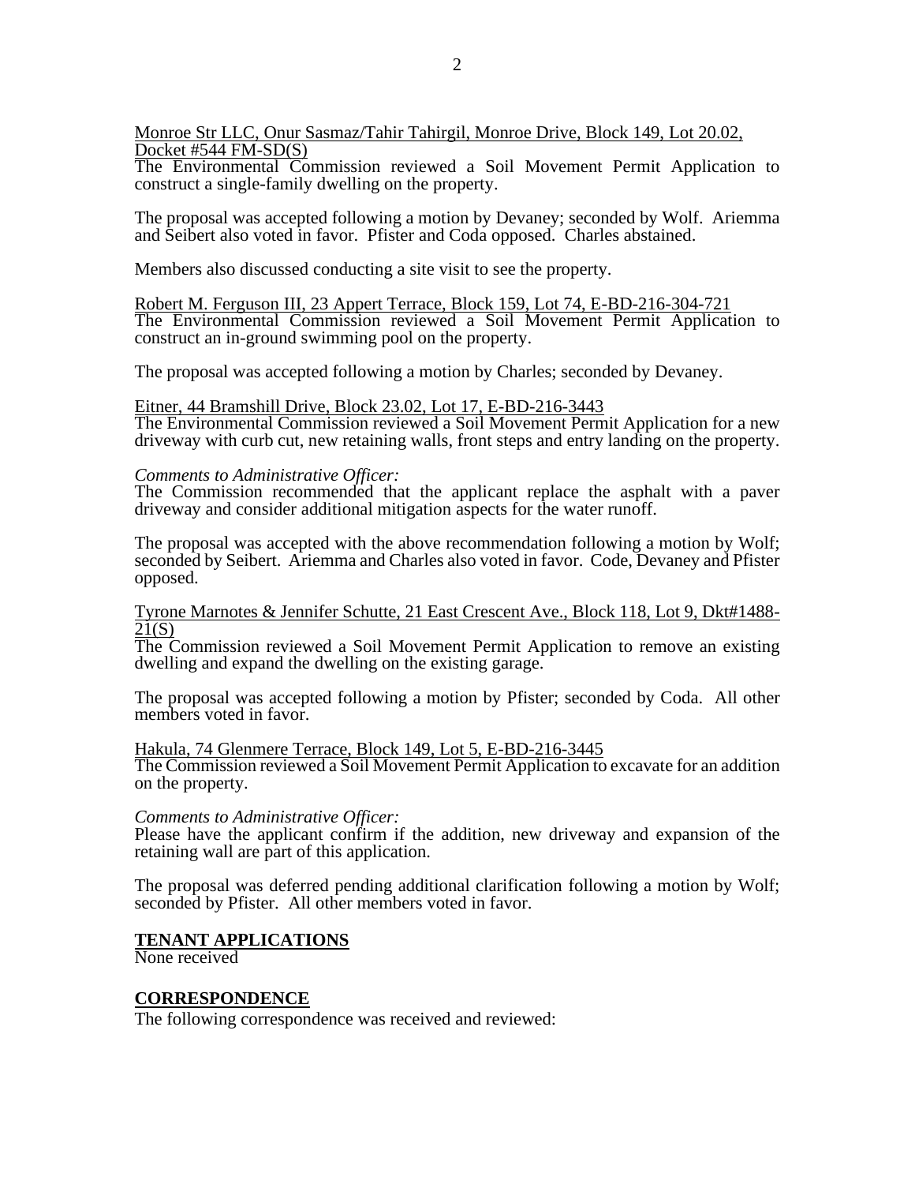Monroe Str LLC, Onur Sasmaz/Tahir Tahirgil, Monroe Drive, Block 149, Lot 20.02, Docket #544 FM-SD(S)
The Environmental Commission reviewed a Soil Movement Permit Application to construct a single-family dwelling on the property.

The proposal was accepted following a motion by Devaney; seconded by Wolf. Ariemma and Seibert also voted in favor. Pfister and Coda opposed. Charles abstained.

Members also discussed conducting a site visit to see the property.

Robert M. Ferguson III, 23 Appert Terrace, Block 159, Lot 74, E-BD-216-304-721
The Environmental Commission reviewed a Soil Movement Permit Application to construct an in-ground swimming pool on the property.

The proposal was accepted following a motion by Charles; seconded by Devaney.

Eitner, 44 Bramshill Drive, Block 23.02, Lot 17, E-BD-216-3443
The Environmental Commission reviewed a Soil Movement Permit Application for a new driveway with curb cut, new retaining walls, front steps and entry landing on the property.

*Comments to Administrative Officer:*
The Commission recommended that the applicant replace the asphalt with a paver driveway and consider additional mitigation aspects for the water runoff.

The proposal was accepted with the above recommendation following a motion by Wolf; seconded by Seibert. Ariemma and Charles also voted in favor. Code, Devaney and Pfister opposed.

Tyrone Marnotes & Jennifer Schutte, 21 East Crescent Ave., Block 118, Lot 9, Dkt#1488-21(S)
The Commission reviewed a Soil Movement Permit Application to remove an existing dwelling and expand the dwelling on the existing garage.

The proposal was accepted following a motion by Pfister; seconded by Coda. All other members voted in favor.

Hakula, 74 Glenmere Terrace, Block 149, Lot 5, E-BD-216-3445
The Commission reviewed a Soil Movement Permit Application to excavate for an addition on the property.

*Comments to Administrative Officer:*
Please have the applicant confirm if the addition, new driveway and expansion of the retaining wall are part of this application.

The proposal was deferred pending additional clarification following a motion by Wolf; seconded by Pfister. All other members voted in favor.

**TENANT APPLICATIONS**
None received

**CORRESPONDENCE**
The following correspondence was received and reviewed: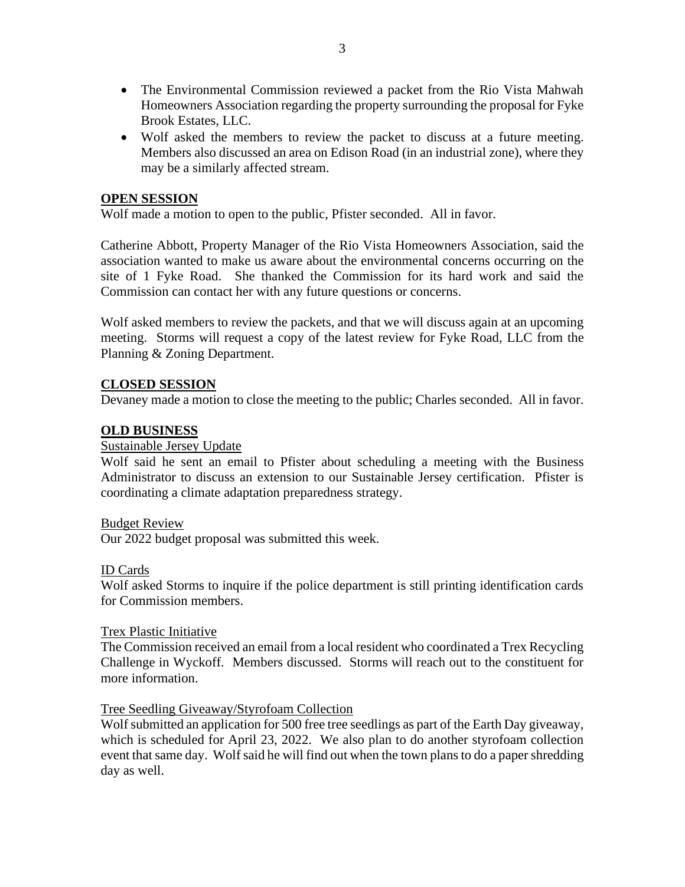- The Environmental Commission reviewed a packet from the Rio Vista Mahwah Homeowners Association regarding the property surrounding the proposal for Fyke Brook Estates, LLC.
- Wolf asked the members to review the packet to discuss at a future meeting. Members also discussed an area on Edison Road (in an industrial zone), where they may be a similarly affected stream.

## OPEN SESSION

Wolf made a motion to open to the public, Pfister seconded. All in favor.

Catherine Abbott, Property Manager of the Rio Vista Homeowners Association, said the association wanted to make us aware about the environmental concerns occurring on the site of 1 Fyke Road. She thanked the Commission for its hard work and said the Commission can contact her with any future questions or concerns.

Wolf asked members to review the packets, and that we will discuss again at an upcoming meeting. Storms will request a copy of the latest review for Fyke Road, LLC from the Planning & Zoning Department.

## CLOSED SESSION

Devaney made a motion to close the meeting to the public; Charles seconded. All in favor.

## OLD BUSINESS

### Sustainable Jersey Update

Wolf said he sent an email to Pfister about scheduling a meeting with the Business Administrator to discuss an extension to our Sustainable Jersey certification. Pfister is coordinating a climate adaptation preparedness strategy.

### Budget Review

Our 2022 budget proposal was submitted this week.

### ID Cards

Wolf asked Storms to inquire if the police department is still printing identification cards for Commission members.

### Trex Plastic Initiative

The Commission received an email from a local resident who coordinated a Trex Recycling Challenge in Wyckoff. Members discussed. Storms will reach out to the constituent for more information.

### Tree Seedling Giveaway/Styrofoam Collection

Wolf submitted an application for 500 free tree seedlings as part of the Earth Day giveaway, which is scheduled for April 23, 2022. We also plan to do another styrofoam collection event that same day. Wolf said he will find out when the town plans to do a paper shredding day as well.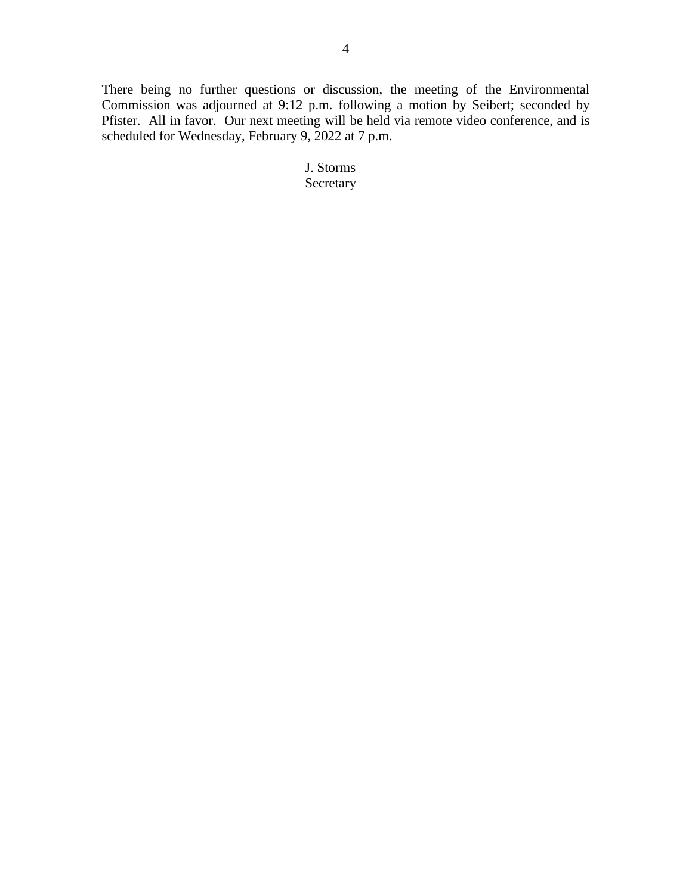There being no further questions or discussion, the meeting of the Environmental Commission was adjourned at 9:12 p.m. following a motion by Seibert; seconded by Pfister. All in favor. Our next meeting will be held via remote video conference, and is scheduled for Wednesday, February 9, 2022 at 7 p.m.

J. Storms  
Secretary